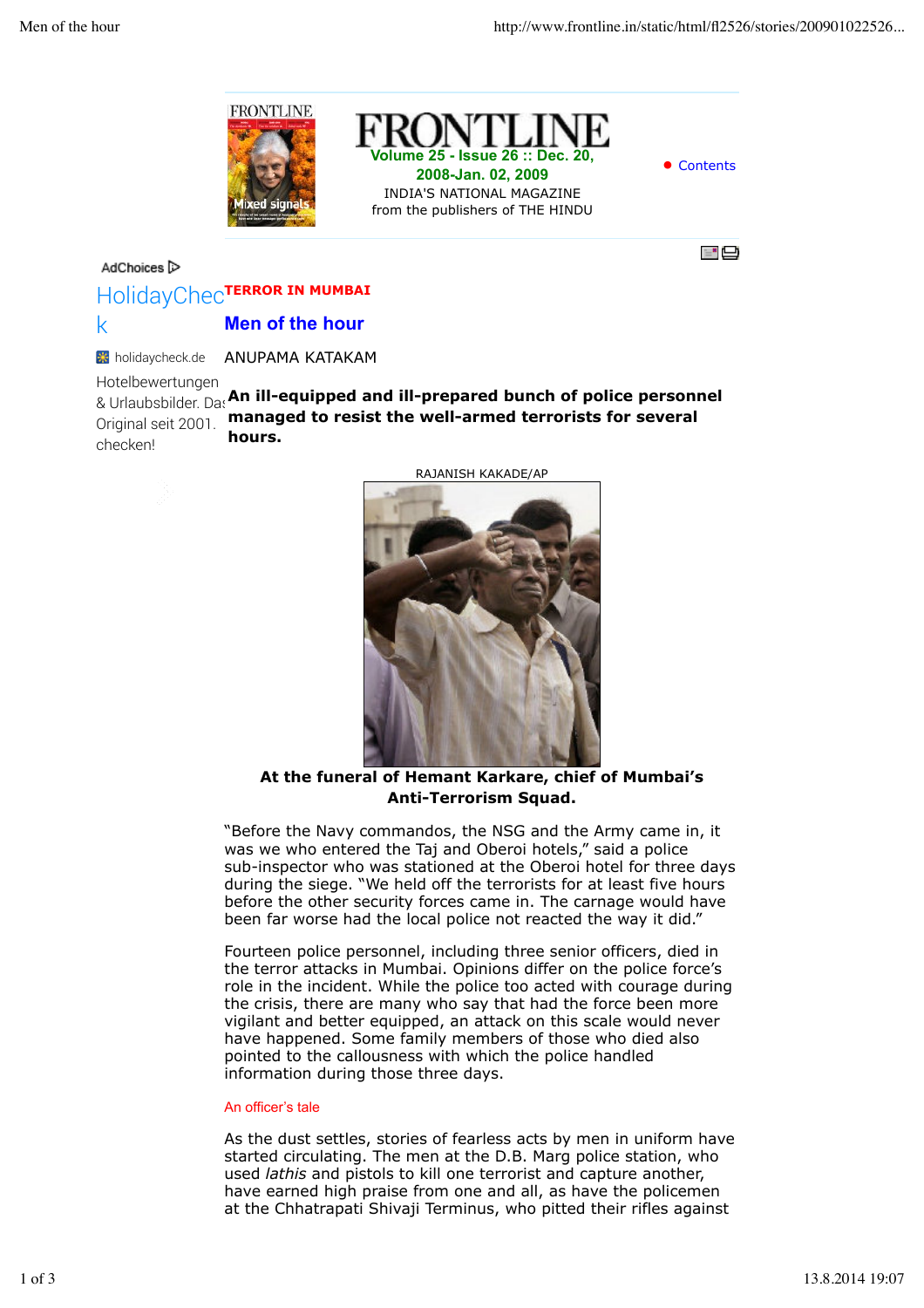# FRONTLINE

Volume 25 - Issue 26 :: Dec. 20, 2008-Jan. 02, 2009

INDIA'S NATIONAL MAGAZINE
from the publishers of THE HINDU

TERROR IN MUMBAI

## Men of the hour

ANUPAMA KATAKAM

**An ill-equipped and ill-prepared bunch of police personnel managed to resist the well-armed terrorists for several hours.**

RAJANISH KAKADE/AP

**At the funeral of Hemant Karkare, chief of Mumbai's Anti-Terrorism Squad.**

"Before the Navy commandos, the NSG and the Army came in, it was we who entered the Taj and Oberoi hotels," said a police sub-inspector who was stationed at the Oberoi hotel for three days during the siege. "We held off the terrorists for at least five hours before the other security forces came in. The carnage would have been far worse had the local police not reacted the way it did."

Fourteen police personnel, including three senior officers, died in the terror attacks in Mumbai. Opinions differ on the police force's role in the incident. While the police too acted with courage during the crisis, there are many who say that had the force been more vigilant and better equipped, an attack on this scale would never have happened. Some family members of those who died also pointed to the callousness with which the police handled information during those three days.

### An officer's tale

As the dust settles, stories of fearless acts by men in uniform have started circulating. The men at the D.B. Marg police station, who used *lathis* and pistols to kill one terrorist and capture another, have earned high praise from one and all, as have the policemen at the Chhatrapati Shivaji Terminus, who pitted their rifles against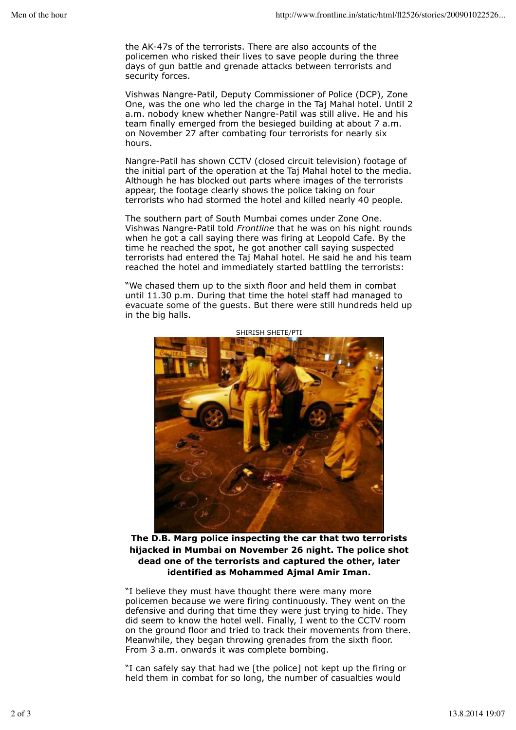the AK-47s of the terrorists. There are also accounts of the policemen who risked their lives to save people during the three days of gun battle and grenade attacks between terrorists and security forces.

Vishwas Nangre-Patil, Deputy Commissioner of Police (DCP), Zone One, was the one who led the charge in the Taj Mahal hotel. Until 2 a.m. nobody knew whether Nangre-Patil was still alive. He and his team finally emerged from the besieged building at about 7 a.m. on November 27 after combating four terrorists for nearly six hours.

Nangre-Patil has shown CCTV (closed circuit television) footage of the initial part of the operation at the Taj Mahal hotel to the media. Although he has blocked out parts where images of the terrorists appear, the footage clearly shows the police taking on four terrorists who had stormed the hotel and killed nearly 40 people.

The southern part of South Mumbai comes under Zone One. Vishwas Nangre-Patil told *Frontline* that he was on his night rounds when he got a call saying there was firing at Leopold Cafe. By the time he reached the spot, he got another call saying suspected terrorists had entered the Taj Mahal hotel. He said he and his team reached the hotel and immediately started battling the terrorists:

"We chased them up to the sixth floor and held them in combat until 11.30 p.m. During that time the hotel staff had managed to evacuate some of the guests. But there were still hundreds held up in the big halls.

SHIRISH SHETE/PTI

**The D.B. Marg police inspecting the car that two terrorists hijacked in Mumbai on November 26 night. The police shot dead one of the terrorists and captured the other, later identified as Mohammed Ajmal Amir Iman.**

"I believe they must have thought there were many more policemen because we were firing continuously. They went on the defensive and during that time they were just trying to hide. They did seem to know the hotel well. Finally, I went to the CCTV room on the ground floor and tried to track their movements from there. Meanwhile, they began throwing grenades from the sixth floor. From 3 a.m. onwards it was complete bombing.

"I can safely say that had we [the police] not kept up the firing or held them in combat for so long, the number of casualties would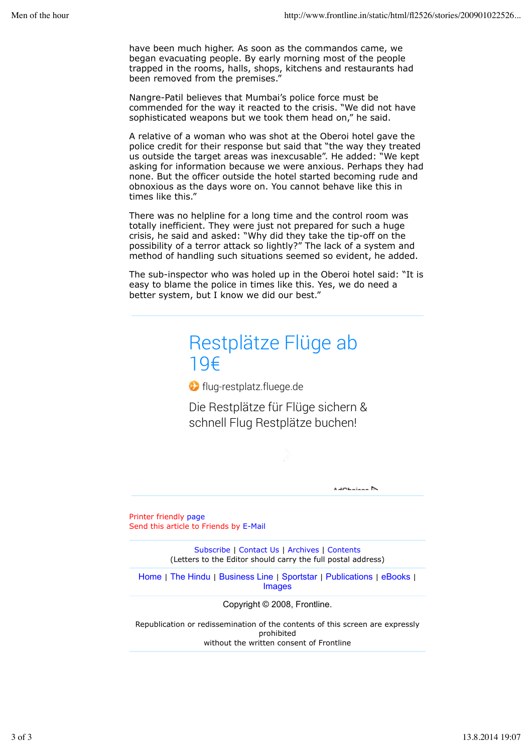have been much higher. As soon as the commandos came, we began evacuating people. By early morning most of the people trapped in the rooms, halls, shops, kitchens and restaurants had been removed from the premises."

Nangre-Patil believes that Mumbai's police force must be commended for the way it reacted to the crisis. "We did not have sophisticated weapons but we took them head on," he said.

A relative of a woman who was shot at the Oberoi hotel gave the police credit for their response but said that "the way they treated us outside the target areas was inexcusable". He added: "We kept asking for information because we were anxious. Perhaps they had none. But the officer outside the hotel started becoming rude and obnoxious as the days wore on. You cannot behave like this in times like this."

There was no helpline for a long time and the control room was totally inefficient. They were just not prepared for such a huge crisis, he said and asked: "Why did they take the tip-off on the possibility of a terror attack so lightly?" The lack of a system and method of handling such situations seemed so evident, he added.

The sub-inspector who was holed up in the Oberoi hotel said: "It is easy to blame the police in times like this. Yes, we do need a better system, but I know we did our best."

Restplätze Flüge ab 19€

flug-restplatz.fluege.de

Die Restplätze für Flüge sichern & schnell Flug Restplätze buchen!

AdChoices

Printer friendly page
Send this article to Friends by E-Mail

Subscribe | Contact Us | Archives | Contents
(Letters to the Editor should carry the full postal address)

Home | The Hindu | Business Line | Sportstar | Publications | eBooks | Images

Copyright © 2008, Frontline.

Republication or redissemination of the contents of this screen are expressly prohibited without the written consent of Frontline